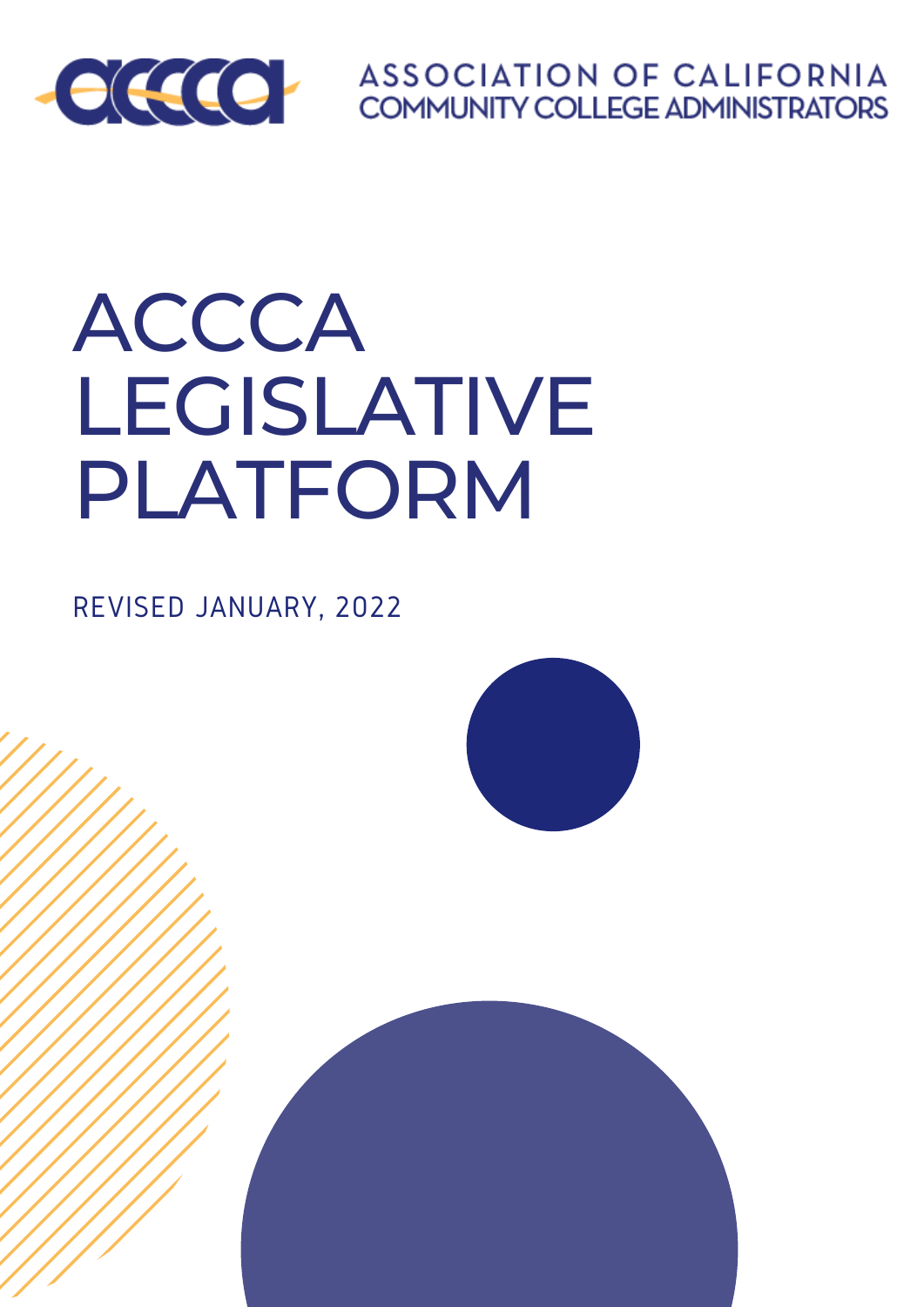ASSOCIATION OF CALIFORNIA COMMUNITY COLLEGE ADMINISTRATORS

# ACCCA LEGISLATIVE PLATFORM

REVISED JANUARY, 2022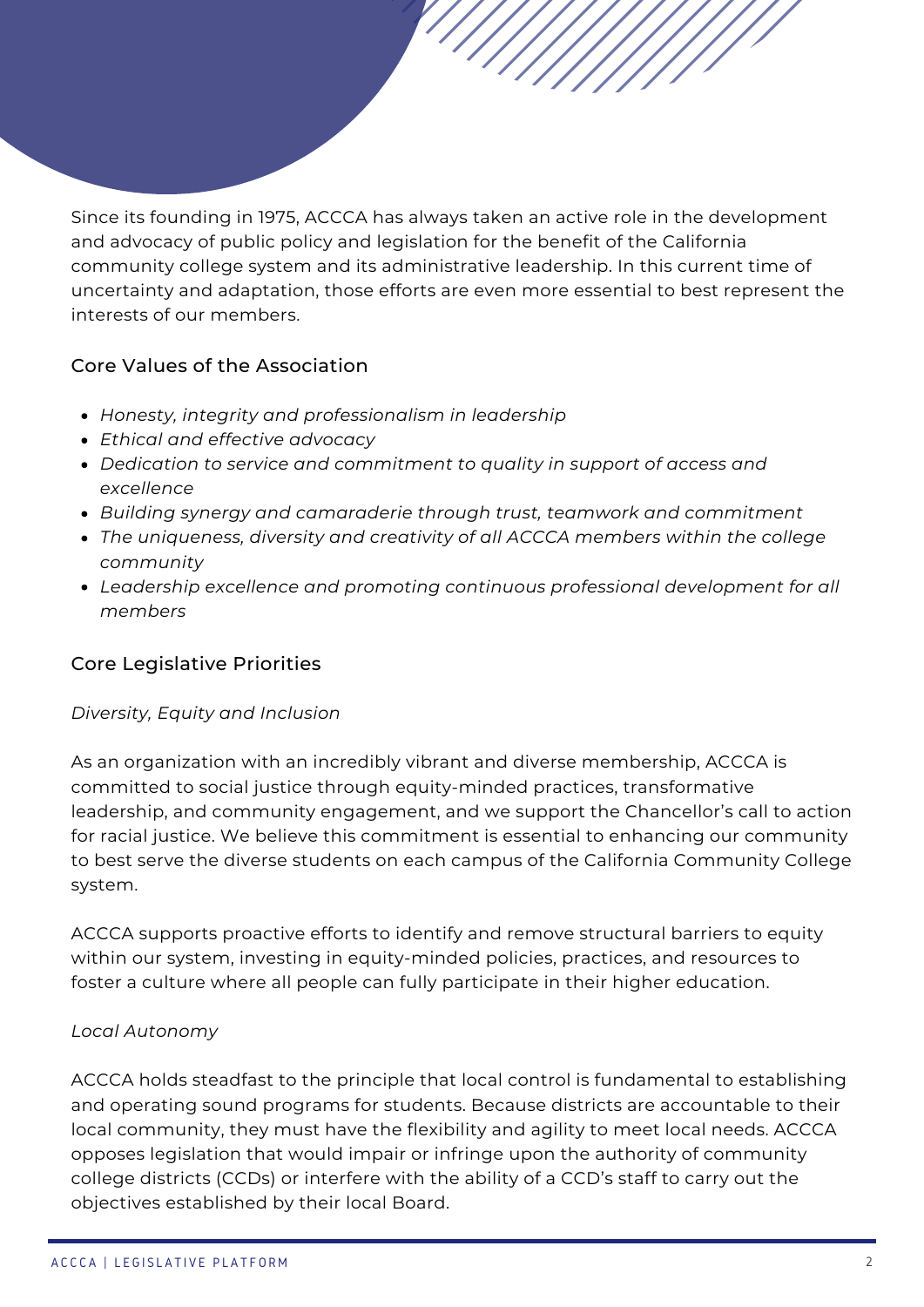Since its founding in 1975, ACCCA has always taken an active role in the development and advocacy of public policy and legislation for the benefit of the California community college system and its administrative leadership. In this current time of uncertainty and adaptation, those efforts are even more essential to best represent the interests of our members.

## Core Values of the Association

- *Honesty, integrity and professionalism in leadership*
- *Ethical and effective advocacy*
- *Dedication to service and commitment to quality in support of access and excellence*
- *Building synergy and camaraderie through trust, teamwork and commitment*
- *The uniqueness, diversity and creativity of all ACCCA members within the college community*
- *Leadership excellence and promoting continuous professional development for all members*

## Core Legislative Priorities

### *Diversity, Equity and Inclusion*

As an organization with an incredibly vibrant and diverse membership, ACCCA is committed to social justice through equity-minded practices, transformative leadership, and community engagement, and we support the Chancellor's call to action for racial justice. We believe this commitment is essential to enhancing our community to best serve the diverse students on each campus of the California Community College system.

ACCCA supports proactive efforts to identify and remove structural barriers to equity within our system, investing in equity-minded policies, practices, and resources to foster a culture where all people can fully participate in their higher education.

### *Local Autonomy*

ACCCA holds steadfast to the principle that local control is fundamental to establishing and operating sound programs for students. Because districts are accountable to their local community, they must have the flexibility and agility to meet local needs. ACCCA opposes legislation that would impair or infringe upon the authority of community college districts (CCDs) or interfere with the ability of a CCD's staff to carry out the objectives established by their local Board.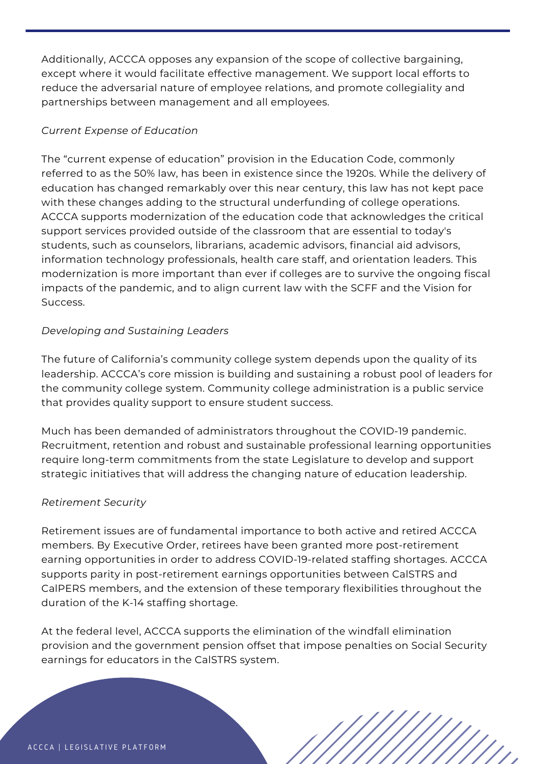Additionally, ACCCA opposes any expansion of the scope of collective bargaining, except where it would facilitate effective management. We support local efforts to reduce the adversarial nature of employee relations, and promote collegiality and partnerships between management and all employees.

*Current Expense of Education*

The "current expense of education" provision in the Education Code, commonly referred to as the 50% law, has been in existence since the 1920s. While the delivery of education has changed remarkably over this near century, this law has not kept pace with these changes adding to the structural underfunding of college operations. ACCCA supports modernization of the education code that acknowledges the critical support services provided outside of the classroom that are essential to today's students, such as counselors, librarians, academic advisors, financial aid advisors, information technology professionals, health care staff, and orientation leaders. This modernization is more important than ever if colleges are to survive the ongoing fiscal impacts of the pandemic, and to align current law with the SCFF and the Vision for Success.

*Developing and Sustaining Leaders*

The future of California's community college system depends upon the quality of its leadership. ACCCA's core mission is building and sustaining a robust pool of leaders for the community college system. Community college administration is a public service that provides quality support to ensure student success.

Much has been demanded of administrators throughout the COVID-19 pandemic. Recruitment, retention and robust and sustainable professional learning opportunities require long-term commitments from the state Legislature to develop and support strategic initiatives that will address the changing nature of education leadership.

*Retirement Security*

Retirement issues are of fundamental importance to both active and retired ACCCA members. By Executive Order, retirees have been granted more post-retirement earning opportunities in order to address COVID-19-related staffing shortages. ACCCA supports parity in post-retirement earnings opportunities between CalSTRS and CalPERS members, and the extension of these temporary flexibilities throughout the duration of the K-14 staffing shortage.

At the federal level, ACCCA supports the elimination of the windfall elimination provision and the government pension offset that impose penalties on Social Security earnings for educators in the CalSTRS system.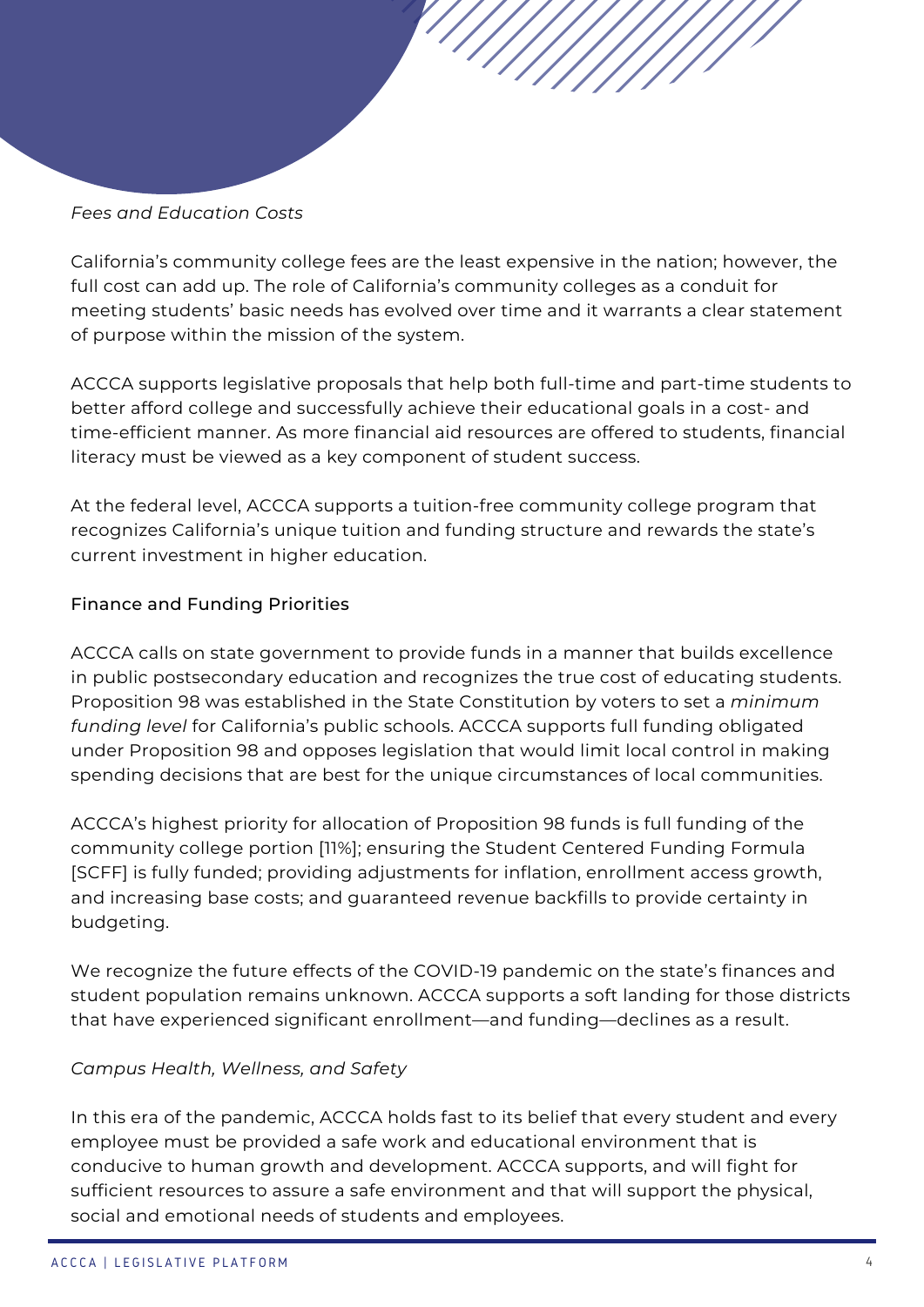### *Fees and Education Costs*

California's community college fees are the least expensive in the nation; however, the full cost can add up. The role of California's community colleges as a conduit for meeting students' basic needs has evolved over time and it warrants a clear statement of purpose within the mission of the system.

ACCCA supports legislative proposals that help both full-time and part-time students to better afford college and successfully achieve their educational goals in a cost- and time-efficient manner. As more financial aid resources are offered to students, financial literacy must be viewed as a key component of student success.

At the federal level, ACCCA supports a tuition-free community college program that recognizes California's unique tuition and funding structure and rewards the state's current investment in higher education.

### Finance and Funding Priorities

ACCCA calls on state government to provide funds in a manner that builds excellence in public postsecondary education and recognizes the true cost of educating students. Proposition 98 was established in the State Constitution by voters to set a *minimum funding level* for California's public schools. ACCCA supports full funding obligated under Proposition 98 and opposes legislation that would limit local control in making spending decisions that are best for the unique circumstances of local communities.

ACCCA's highest priority for allocation of Proposition 98 funds is full funding of the community college portion [11%]; ensuring the Student Centered Funding Formula [SCFF] is fully funded; providing adjustments for inflation, enrollment access growth, and increasing base costs; and guaranteed revenue backfills to provide certainty in budgeting.

We recognize the future effects of the COVID-19 pandemic on the state's finances and student population remains unknown. ACCCA supports a soft landing for those districts that have experienced significant enrollment—and funding—declines as a result.

### *Campus Health, Wellness, and Safety*

In this era of the pandemic, ACCCA holds fast to its belief that every student and every employee must be provided a safe work and educational environment that is conducive to human growth and development. ACCCA supports, and will fight for sufficient resources to assure a safe environment and that will support the physical, social and emotional needs of students and employees.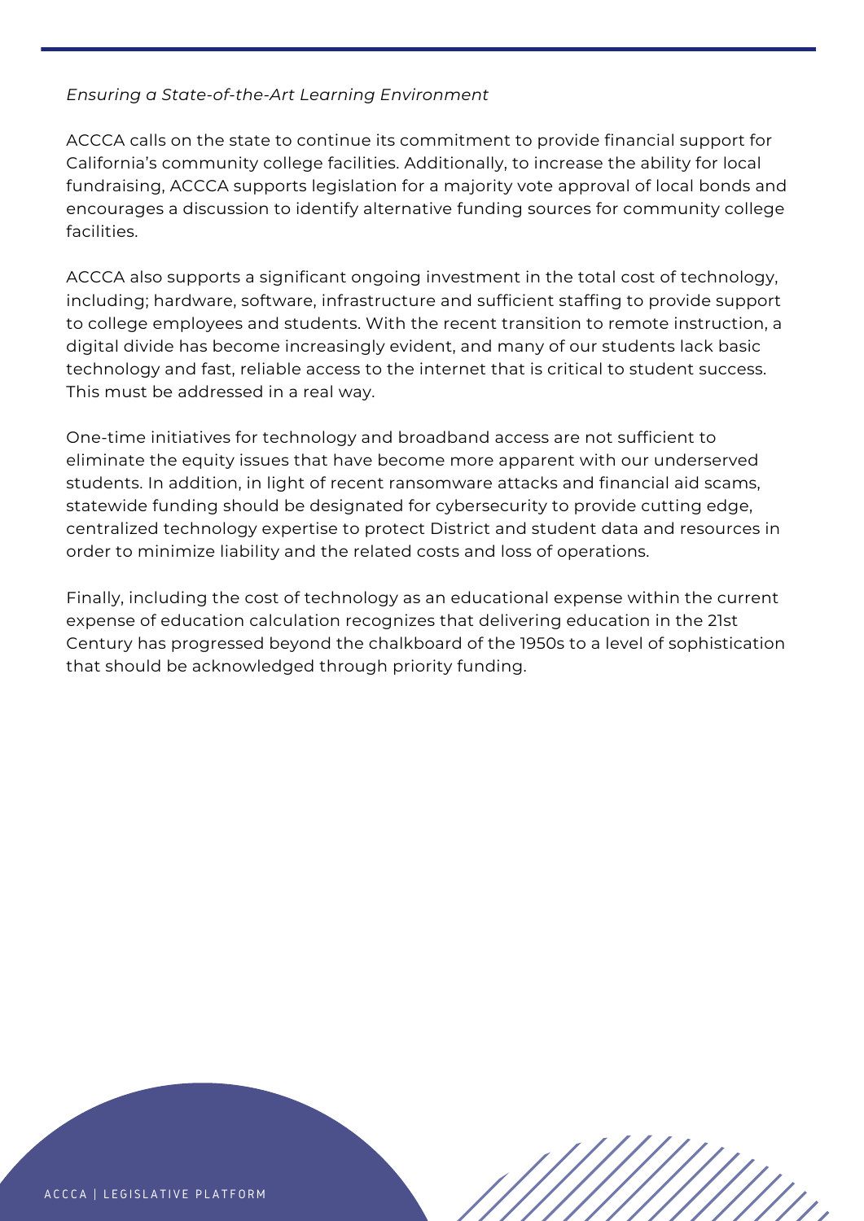*Ensuring a State-of-the-Art Learning Environment*

ACCCA calls on the state to continue its commitment to provide financial support for California's community college facilities. Additionally, to increase the ability for local fundraising, ACCCA supports legislation for a majority vote approval of local bonds and encourages a discussion to identify alternative funding sources for community college facilities.

ACCCA also supports a significant ongoing investment in the total cost of technology, including; hardware, software, infrastructure and sufficient staffing to provide support to college employees and students. With the recent transition to remote instruction, a digital divide has become increasingly evident, and many of our students lack basic technology and fast, reliable access to the internet that is critical to student success. This must be addressed in a real way.

One-time initiatives for technology and broadband access are not sufficient to eliminate the equity issues that have become more apparent with our underserved students. In addition, in light of recent ransomware attacks and financial aid scams, statewide funding should be designated for cybersecurity to provide cutting edge, centralized technology expertise to protect District and student data and resources in order to minimize liability and the related costs and loss of operations.

Finally, including the cost of technology as an educational expense within the current expense of education calculation recognizes that delivering education in the 21st Century has progressed beyond the chalkboard of the 1950s to a level of sophistication that should be acknowledged through priority funding.